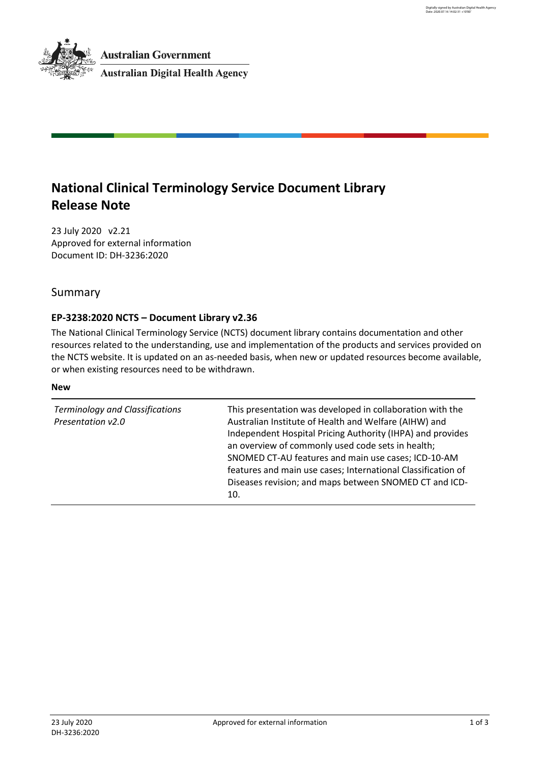Australian Government

Australian Digital Health Agency

# National Clinical Terminology Service Document Library Release Note

23 July 2020 v2.21
Approved for external information
Document ID: DH-3236:2020

## Summary

### EP-3238:2020 NCTS – Document Library v2.36

The National Clinical Terminology Service (NCTS) document library contains documentation and other resources related to the understanding, use and implementation of the products and services provided on the NCTS website. It is updated on an as-needed basis, when new or updated resources become available, or when existing resources need to be withdrawn.

**New**

| | |
|---|---|
| *Terminology and Classifications Presentation v2.0* | This presentation was developed in collaboration with the Australian Institute of Health and Welfare (AIHW) and Independent Hospital Pricing Authority (IHPA) and provides an overview of commonly used code sets in health; SNOMED CT-AU features and main use cases; ICD-10-AM features and main use cases; International Classification of Diseases revision; and maps between SNOMED CT and ICD-10. |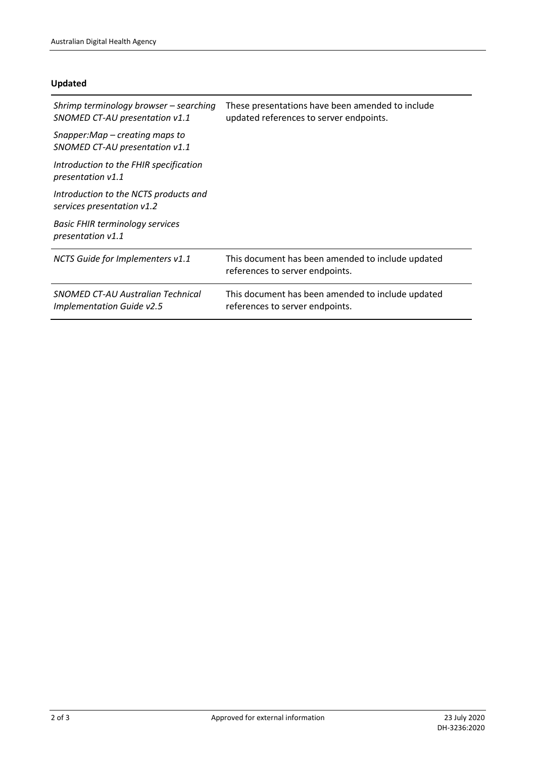**Updated**

| | |
|---|---|
| *Shrimp terminology browser – searching SNOMED CT-AU presentation v1.1*<br><br>*Snapper:Map – creating maps to SNOMED CT-AU presentation v1.1*<br><br>*Introduction to the FHIR specification presentation v1.1*<br><br>*Introduction to the NCTS products and services presentation v1.2*<br><br>*Basic FHIR terminology services presentation v1.1* | These presentations have been amended to include updated references to server endpoints. |
| *NCTS Guide for Implementers v1.1* | This document has been amended to include updated references to server endpoints. |
| *SNOMED CT-AU Australian Technical Implementation Guide v2.5* | This document has been amended to include updated references to server endpoints. |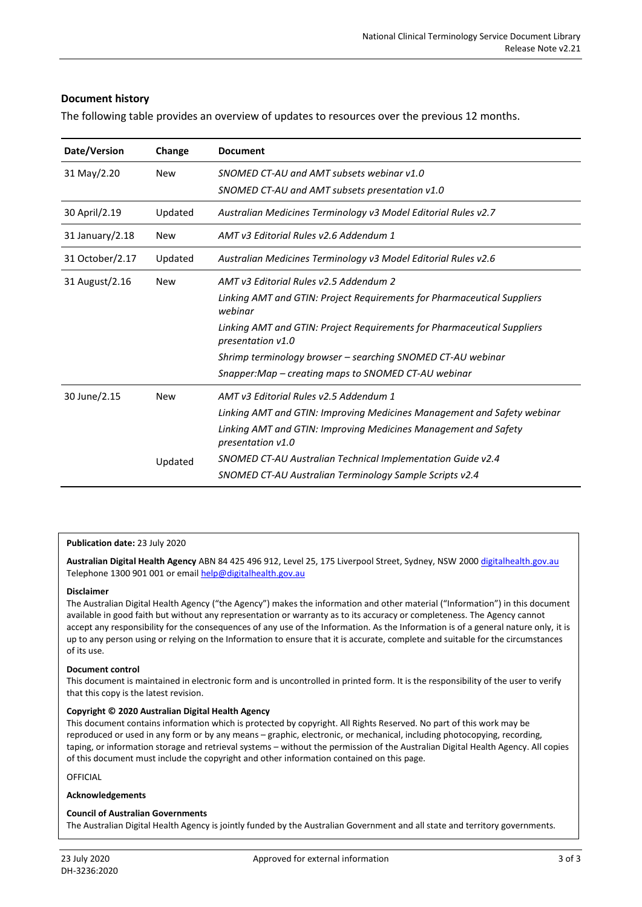## Document history

The following table provides an overview of updates to resources over the previous 12 months.

| Date/Version | Change | Document |
|---|---|---|
| 31 May/2.20 | New | *SNOMED CT-AU and AMT subsets webinar v1.0*<br>*SNOMED CT-AU and AMT subsets presentation v1.0* |
| 30 April/2.19 | Updated | *Australian Medicines Terminology v3 Model Editorial Rules v2.7* |
| 31 January/2.18 | New | *AMT v3 Editorial Rules v2.6 Addendum 1* |
| 31 October/2.17 | Updated | *Australian Medicines Terminology v3 Model Editorial Rules v2.6* |
| 31 August/2.16 | New | *AMT v3 Editorial Rules v2.5 Addendum 2*<br>*Linking AMT and GTIN: Project Requirements for Pharmaceutical Suppliers webinar*<br>*Linking AMT and GTIN: Project Requirements for Pharmaceutical Suppliers presentation v1.0*<br>*Shrimp terminology browser – searching SNOMED CT-AU webinar*<br>*Snapper:Map – creating maps to SNOMED CT-AU webinar* |
| 30 June/2.15 | New | *AMT v3 Editorial Rules v2.5 Addendum 1*<br>*Linking AMT and GTIN: Improving Medicines Management and Safety webinar*<br>*Linking AMT and GTIN: Improving Medicines Management and Safety presentation v1.0* |
| | Updated | *SNOMED CT-AU Australian Technical Implementation Guide v2.4*<br>*SNOMED CT-AU Australian Terminology Sample Scripts v2.4* |

**Publication date:** 23 July 2020

**Australian Digital Health Agency** ABN 84 425 496 912, Level 25, 175 Liverpool Street, Sydney, NSW 2000 digitalhealth.gov.au
Telephone 1300 901 001 or email help@digitalhealth.gov.au

**Disclaimer**
The Australian Digital Health Agency ("the Agency") makes the information and other material ("Information") in this document available in good faith but without any representation or warranty as to its accuracy or completeness. The Agency cannot accept any responsibility for the consequences of any use of the Information. As the Information is of a general nature only, it is up to any person using or relying on the Information to ensure that it is accurate, complete and suitable for the circumstances of its use.

**Document control**
This document is maintained in electronic form and is uncontrolled in printed form. It is the responsibility of the user to verify that this copy is the latest revision.

**Copyright © 2020 Australian Digital Health Agency**
This document contains information which is protected by copyright. All Rights Reserved. No part of this work may be reproduced or used in any form or by any means – graphic, electronic, or mechanical, including photocopying, recording, taping, or information storage and retrieval systems – without the permission of the Australian Digital Health Agency. All copies of this document must include the copyright and other information contained on this page.

OFFICIAL

**Acknowledgements**

**Council of Australian Governments**
The Australian Digital Health Agency is jointly funded by the Australian Government and all state and territory governments.

23 July 2020
DH-3236:2020

Approved for external information